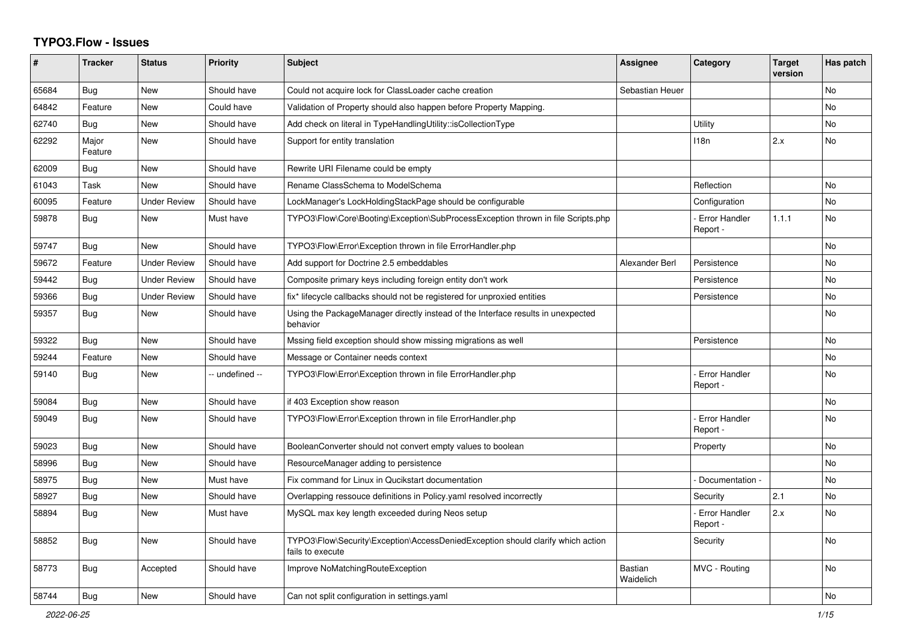# TYPO3.Flow - Issues

| # | Tracker | Status | Priority | Subject | Assignee | Category | Target version | Has patch |
|---|---|---|---|---|---|---|---|---|
| 65684 | Bug | New | Should have | Could not acquire lock for ClassLoader cache creation | Sebastian Heuer | | | No |
| 64842 | Feature | New | Could have | Validation of Property should also happen before Property Mapping. | | | | No |
| 62740 | Bug | New | Should have | Add check on literal in TypeHandlingUtility::isCollectionType | | Utility | | No |
| 62292 | Major Feature | New | Should have | Support for entity translation | | I18n | 2.x | No |
| 62009 | Bug | New | Should have | Rewrite URI Filename could be empty | | | | |
| 61043 | Task | New | Should have | Rename ClassSchema to ModelSchema | | Reflection | | No |
| 60095 | Feature | Under Review | Should have | LockManager's LockHoldingStackPage should be configurable | | Configuration | | No |
| 59878 | Bug | New | Must have | TYPO3\Flow\Core\Booting\Exception\SubProcessException thrown in file Scripts.php | | - Error Handler Report - | 1.1.1 | No |
| 59747 | Bug | New | Should have | TYPO3\Flow\Error\Exception thrown in file ErrorHandler.php | | | | No |
| 59672 | Feature | Under Review | Should have | Add support for Doctrine 2.5 embeddables | Alexander Berl | Persistence | | No |
| 59442 | Bug | Under Review | Should have | Composite primary keys including foreign entity don't work | | Persistence | | No |
| 59366 | Bug | Under Review | Should have | fix* lifecycle callbacks should not be registered for unproxied entities | | Persistence | | No |
| 59357 | Bug | New | Should have | Using the PackageManager directly instead of the Interface results in unexpected behavior | | | | No |
| 59322 | Bug | New | Should have | Mssing field exception should show missing migrations as well | | Persistence | | No |
| 59244 | Feature | New | Should have | Message or Container needs context | | | | No |
| 59140 | Bug | New | -- undefined -- | TYPO3\Flow\Error\Exception thrown in file ErrorHandler.php | | - Error Handler Report - | | No |
| 59084 | Bug | New | Should have | if 403 Exception show reason | | | | No |
| 59049 | Bug | New | Should have | TYPO3\Flow\Error\Exception thrown in file ErrorHandler.php | | - Error Handler Report - | | No |
| 59023 | Bug | New | Should have | BooleanConverter should not convert empty values to boolean | | Property | | No |
| 58996 | Bug | New | Should have | ResourceManager adding to persistence | | | | No |
| 58975 | Bug | New | Must have | Fix command for Linux in Qucikstart documentation | | - Documentation - | | No |
| 58927 | Bug | New | Should have | Overlapping ressouce definitions in Policy.yaml resolved incorrectly | | Security | 2.1 | No |
| 58894 | Bug | New | Must have | MySQL max key length exceeded during Neos setup | | - Error Handler Report - | 2.x | No |
| 58852 | Bug | New | Should have | TYPO3\Flow\Security\Exception\AccessDeniedException should clarify which action fails to execute | | Security | | No |
| 58773 | Bug | Accepted | Should have | Improve NoMatchingRouteException | Bastian Waidelich | MVC - Routing | | No |
| 58744 | Bug | New | Should have | Can not split configuration in settings.yaml | | | | No |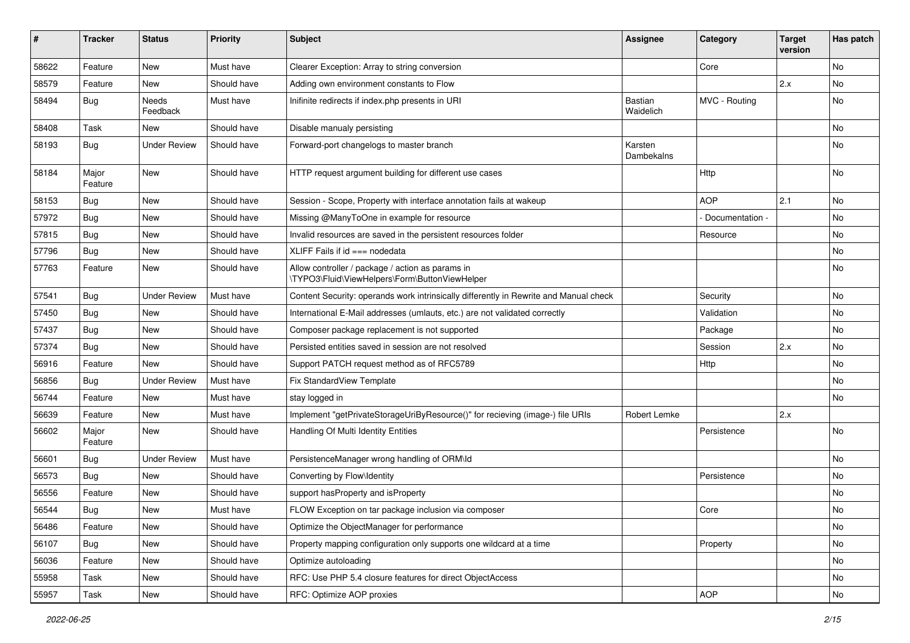| # | Tracker | Status | Priority | Subject | Assignee | Category | Target version | Has patch |
|---|---|---|---|---|---|---|---|---|
| 58622 | Feature | New | Must have | Clearer Exception: Array to string conversion | | Core | | No |
| 58579 | Feature | New | Should have | Adding own environment constants to Flow | | | 2.x | No |
| 58494 | Bug | Needs Feedback | Must have | Inifinite redirects if index.php presents in URI | Bastian Waidelich | MVC - Routing | | No |
| 58408 | Task | New | Should have | Disable manualy persisting | | | | No |
| 58193 | Bug | Under Review | Should have | Forward-port changelogs to master branch | Karsten Dambekalns | | | No |
| 58184 | Major Feature | New | Should have | HTTP request argument building for different use cases | | Http | | No |
| 58153 | Bug | New | Should have | Session - Scope, Property with interface annotation fails at wakeup | | AOP | 2.1 | No |
| 57972 | Bug | New | Should have | Missing @ManyToOne in example for resource | | - Documentation - | | No |
| 57815 | Bug | New | Should have | Invalid resources are saved in the persistent resources folder | | Resource | | No |
| 57796 | Bug | New | Should have | XLIFF Fails if id === nodedata | | | | No |
| 57763 | Feature | New | Should have | Allow controller / package / action as params in \TYPO3\Fluid\ViewHelpers\Form\ButtonViewHelper | | | | No |
| 57541 | Bug | Under Review | Must have | Content Security: operands work intrinsically differently in Rewrite and Manual check | | Security | | No |
| 57450 | Bug | New | Should have | International E-Mail addresses (umlauts, etc.) are not validated correctly | | Validation | | No |
| 57437 | Bug | New | Should have | Composer package replacement is not supported | | Package | | No |
| 57374 | Bug | New | Should have | Persisted entities saved in session are not resolved | | Session | 2.x | No |
| 56916 | Feature | New | Should have | Support PATCH request method as of RFC5789 | | Http | | No |
| 56856 | Bug | Under Review | Must have | Fix StandardView Template | | | | No |
| 56744 | Feature | New | Must have | stay logged in | | | | No |
| 56639 | Feature | New | Must have | Implement "getPrivateStorageUriByResource()" for recieving (image-) file URIs | Robert Lemke | | 2.x | |
| 56602 | Major Feature | New | Should have | Handling Of Multi Identity Entities | | Persistence | | No |
| 56601 | Bug | Under Review | Must have | PersistenceManager wrong handling of ORM\Id | | | | No |
| 56573 | Bug | New | Should have | Converting by Flow\Identity | | Persistence | | No |
| 56556 | Feature | New | Should have | support hasProperty and isProperty | | | | No |
| 56544 | Bug | New | Must have | FLOW Exception on tar package inclusion via composer | | Core | | No |
| 56486 | Feature | New | Should have | Optimize the ObjectManager for performance | | | | No |
| 56107 | Bug | New | Should have | Property mapping configuration only supports one wildcard at a time | | Property | | No |
| 56036 | Feature | New | Should have | Optimize autoloading | | | | No |
| 55958 | Task | New | Should have | RFC: Use PHP 5.4 closure features for direct ObjectAccess | | | | No |
| 55957 | Task | New | Should have | RFC: Optimize AOP proxies | | AOP | | No |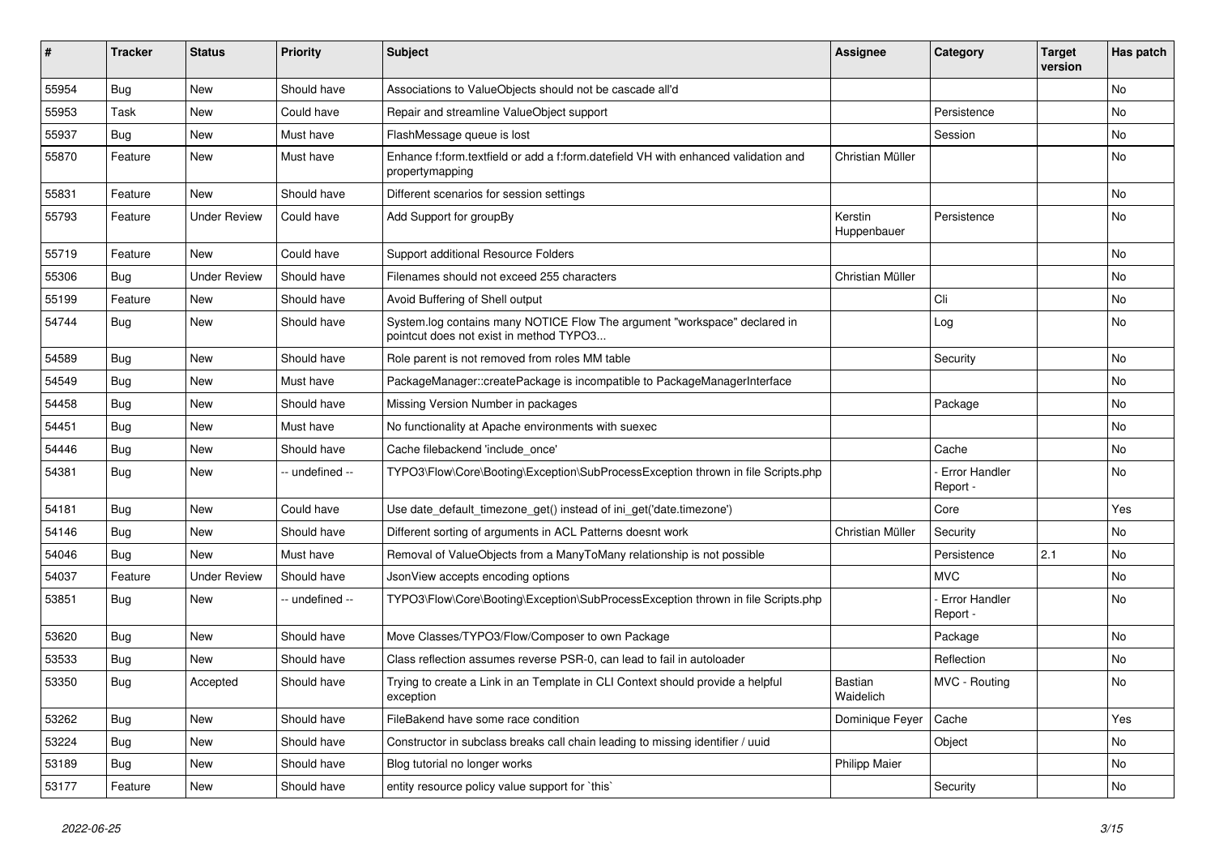| # | Tracker | Status | Priority | Subject | Assignee | Category | Target version | Has patch |
|---|---|---|---|---|---|---|---|---|
| 55954 | Bug | New | Should have | Associations to ValueObjects should not be cascade all'd | | | | No |
| 55953 | Task | New | Could have | Repair and streamline ValueObject support | | Persistence | | No |
| 55937 | Bug | New | Must have | FlashMessage queue is lost | | Session | | No |
| 55870 | Feature | New | Must have | Enhance f:form.textfield or add a f:form.datefield VH with enhanced validation and propertymapping | Christian Müller | | | No |
| 55831 | Feature | New | Should have | Different scenarios for session settings | | | | No |
| 55793 | Feature | Under Review | Could have | Add Support for groupBy | Kerstin Huppenbauer | Persistence | | No |
| 55719 | Feature | New | Could have | Support additional Resource Folders | | | | No |
| 55306 | Bug | Under Review | Should have | Filenames should not exceed 255 characters | Christian Müller | | | No |
| 55199 | Feature | New | Should have | Avoid Buffering of Shell output | | Cli | | No |
| 54744 | Bug | New | Should have | System.log contains many NOTICE Flow The argument "workspace" declared in pointcut does not exist in method TYPO3... | | Log | | No |
| 54589 | Bug | New | Should have | Role parent is not removed from roles MM table | | Security | | No |
| 54549 | Bug | New | Must have | PackageManager::createPackage is incompatible to PackageManagerInterface | | | | No |
| 54458 | Bug | New | Should have | Missing Version Number in packages | | Package | | No |
| 54451 | Bug | New | Must have | No functionality at Apache environments with suexec | | | | No |
| 54446 | Bug | New | Should have | Cache filebackend 'include_once' | | Cache | | No |
| 54381 | Bug | New | -- undefined -- | TYPO3\Flow\Core\Booting\Exception\SubProcessException thrown in file Scripts.php | | - Error Handler Report - | | No |
| 54181 | Bug | New | Could have | Use date_default_timezone_get() instead of ini_get('date.timezone') | | Core | | Yes |
| 54146 | Bug | New | Should have | Different sorting of arguments in ACL Patterns doesnt work | Christian Müller | Security | | No |
| 54046 | Bug | New | Must have | Removal of ValueObjects from a ManyToMany relationship is not possible | | Persistence | 2.1 | No |
| 54037 | Feature | Under Review | Should have | JsonView accepts encoding options | | MVC | | No |
| 53851 | Bug | New | -- undefined -- | TYPO3\Flow\Core\Booting\Exception\SubProcessException thrown in file Scripts.php | | - Error Handler Report - | | No |
| 53620 | Bug | New | Should have | Move Classes/TYPO3/Flow/Composer to own Package | | Package | | No |
| 53533 | Bug | New | Should have | Class reflection assumes reverse PSR-0, can lead to fail in autoloader | | Reflection | | No |
| 53350 | Bug | Accepted | Should have | Trying to create a Link in an Template in CLI Context should provide a helpful exception | Bastian Waidelich | MVC - Routing | | No |
| 53262 | Bug | New | Should have | FileBakend have some race condition | Dominique Feyer | Cache | | Yes |
| 53224 | Bug | New | Should have | Constructor in subclass breaks call chain leading to missing identifier / uuid | | Object | | No |
| 53189 | Bug | New | Should have | Blog tutorial no longer works | Philipp Maier | | | No |
| 53177 | Feature | New | Should have | entity resource policy value support for `this` | | Security | | No |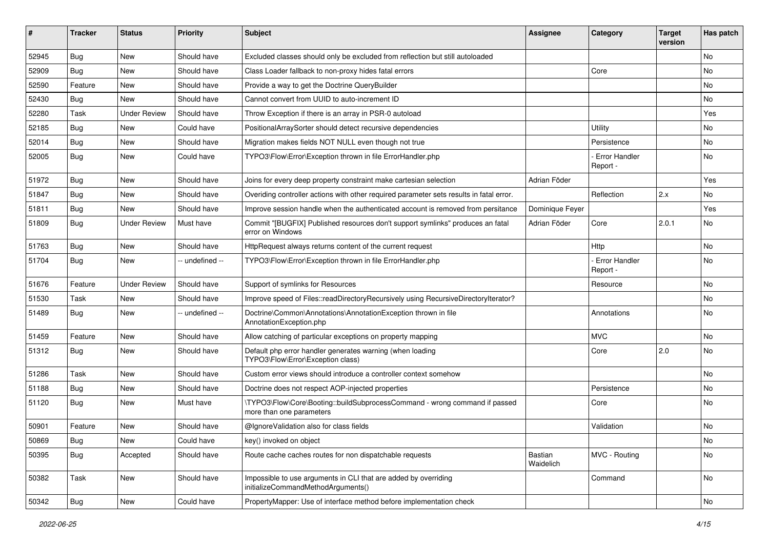| # | Tracker | Status | Priority | Subject | Assignee | Category | Target version | Has patch |
|---|---|---|---|---|---|---|---|---|
| 52945 | Bug | New | Should have | Excluded classes should only be excluded from reflection but still autoloaded | | | | No |
| 52909 | Bug | New | Should have | Class Loader fallback to non-proxy hides fatal errors | | Core | | No |
| 52590 | Feature | New | Should have | Provide a way to get the Doctrine QueryBuilder | | | | No |
| 52430 | Bug | New | Should have | Cannot convert from UUID to auto-increment ID | | | | No |
| 52280 | Task | Under Review | Should have | Throw Exception if there is an array in PSR-0 autoload | | | | Yes |
| 52185 | Bug | New | Could have | PositionalArraySorter should detect recursive dependencies | | Utility | | No |
| 52014 | Bug | New | Should have | Migration makes fields NOT NULL even though not true | | Persistence | | No |
| 52005 | Bug | New | Could have | TYPO3\Flow\Error\Exception thrown in file ErrorHandler.php | | - Error Handler Report - | | No |
| 51972 | Bug | New | Should have | Joins for every deep property constraint make cartesian selection | Adrian Föder | | | Yes |
| 51847 | Bug | New | Should have | Overiding controller actions with other required parameter sets results in fatal error. | | Reflection | 2.x | No |
| 51811 | Bug | New | Should have | Improve session handle when the authenticated account is removed from persitance | Dominique Feyer | | | Yes |
| 51809 | Bug | Under Review | Must have | Commit "[BUGFIX] Published resources don't support symlinks" produces an fatal error on Windows | Adrian Föder | Core | 2.0.1 | No |
| 51763 | Bug | New | Should have | HttpRequest always returns content of the current request | | Http | | No |
| 51704 | Bug | New | -- undefined -- | TYPO3\Flow\Error\Exception thrown in file ErrorHandler.php | | - Error Handler Report - | | No |
| 51676 | Feature | Under Review | Should have | Support of symlinks for Resources | | Resource | | No |
| 51530 | Task | New | Should have | Improve speed of Files::readDirectoryRecursively using RecursiveDirectoryIterator? | | | | No |
| 51489 | Bug | New | -- undefined -- | Doctrine\Common\Annotations\AnnotationException thrown in file AnnotationException.php | | Annotations | | No |
| 51459 | Feature | New | Should have | Allow catching of particular exceptions on property mapping | | MVC | | No |
| 51312 | Bug | New | Should have | Default php error handler generates warning (when loading TYPO3\Flow\Error\Exception class) | | Core | 2.0 | No |
| 51286 | Task | New | Should have | Custom error views should introduce a controller context somehow | | | | No |
| 51188 | Bug | New | Should have | Doctrine does not respect AOP-injected properties | | Persistence | | No |
| 51120 | Bug | New | Must have | \TYPO3\Flow\Core\Booting::buildSubprocessCommand - wrong command if passed more than one parameters | | Core | | No |
| 50901 | Feature | New | Should have | @IgnoreValidation also for class fields | | Validation | | No |
| 50869 | Bug | New | Could have | key() invoked on object | | | | No |
| 50395 | Bug | Accepted | Should have | Route cache caches routes for non dispatchable requests | Bastian Waidelich | MVC - Routing | | No |
| 50382 | Task | New | Should have | Impossible to use arguments in CLI that are added by overriding initializeCommandMethodArguments() | | Command | | No |
| 50342 | Bug | New | Could have | PropertyMapper: Use of interface method before implementation check | | | | No |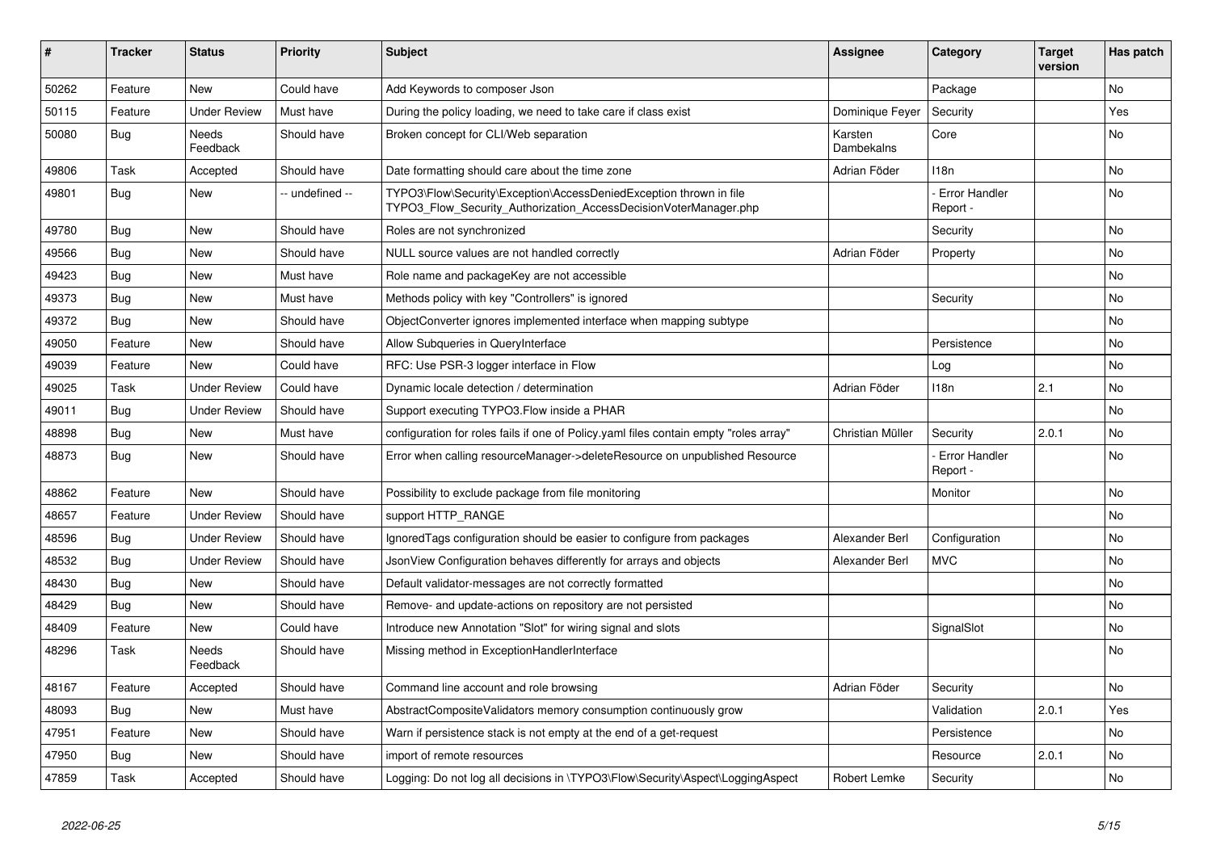| # | Tracker | Status | Priority | Subject | Assignee | Category | Target version | Has patch |
|---|---|---|---|---|---|---|---|---|
| 50262 | Feature | New | Could have | Add Keywords to composer Json | | Package | | No |
| 50115 | Feature | Under Review | Must have | During the policy loading, we need to take care if class exist | Dominique Feyer | Security | | Yes |
| 50080 | Bug | Needs Feedback | Should have | Broken concept for CLI/Web separation | Karsten Dambekalns | Core | | No |
| 49806 | Task | Accepted | Should have | Date formatting should care about the time zone | Adrian Föder | I18n | | No |
| 49801 | Bug | New | -- undefined -- | TYPO3\Flow\Security\Exception\AccessDeniedException thrown in file TYPO3_Flow_Security_Authorization_AccessDecisionVoterManager.php | | - Error Handler Report - | | No |
| 49780 | Bug | New | Should have | Roles are not synchronized | | Security | | No |
| 49566 | Bug | New | Should have | NULL source values are not handled correctly | Adrian Föder | Property | | No |
| 49423 | Bug | New | Must have | Role name and packageKey are not accessible | | | | No |
| 49373 | Bug | New | Must have | Methods policy with key "Controllers" is ignored | | Security | | No |
| 49372 | Bug | New | Should have | ObjectConverter ignores implemented interface when mapping subtype | | | | No |
| 49050 | Feature | New | Should have | Allow Subqueries in QueryInterface | | Persistence | | No |
| 49039 | Feature | New | Could have | RFC: Use PSR-3 logger interface in Flow | | Log | | No |
| 49025 | Task | Under Review | Could have | Dynamic locale detection / determination | Adrian Föder | I18n | 2.1 | No |
| 49011 | Bug | Under Review | Should have | Support executing TYPO3.Flow inside a PHAR | | | | No |
| 48898 | Bug | New | Must have | configuration for roles fails if one of Policy.yaml files contain empty "roles array" | Christian Müller | Security | 2.0.1 | No |
| 48873 | Bug | New | Should have | Error when calling resourceManager->deleteResource on unpublished Resource | | - Error Handler Report - | | No |
| 48862 | Feature | New | Should have | Possibility to exclude package from file monitoring | | Monitor | | No |
| 48657 | Feature | Under Review | Should have | support HTTP_RANGE | | | | No |
| 48596 | Bug | Under Review | Should have | IgnoredTags configuration should be easier to configure from packages | Alexander Berl | Configuration | | No |
| 48532 | Bug | Under Review | Should have | JsonView Configuration behaves differently for arrays and objects | Alexander Berl | MVC | | No |
| 48430 | Bug | New | Should have | Default validator-messages are not correctly formatted | | | | No |
| 48429 | Bug | New | Should have | Remove- and update-actions on repository are not persisted | | | | No |
| 48409 | Feature | New | Could have | Introduce new Annotation "Slot" for wiring signal and slots | | SignalSlot | | No |
| 48296 | Task | Needs Feedback | Should have | Missing method in ExceptionHandlerInterface | | | | No |
| 48167 | Feature | Accepted | Should have | Command line account and role browsing | Adrian Föder | Security | | No |
| 48093 | Bug | New | Must have | AbstractCompositeValidators memory consumption continuously grow | | Validation | 2.0.1 | Yes |
| 47951 | Feature | New | Should have | Warn if persistence stack is not empty at the end of a get-request | | Persistence | | No |
| 47950 | Bug | New | Should have | import of remote resources | | Resource | 2.0.1 | No |
| 47859 | Task | Accepted | Should have | Logging: Do not log all decisions in \TYPO3\Flow\Security\Aspect\LoggingAspect | Robert Lemke | Security | | No |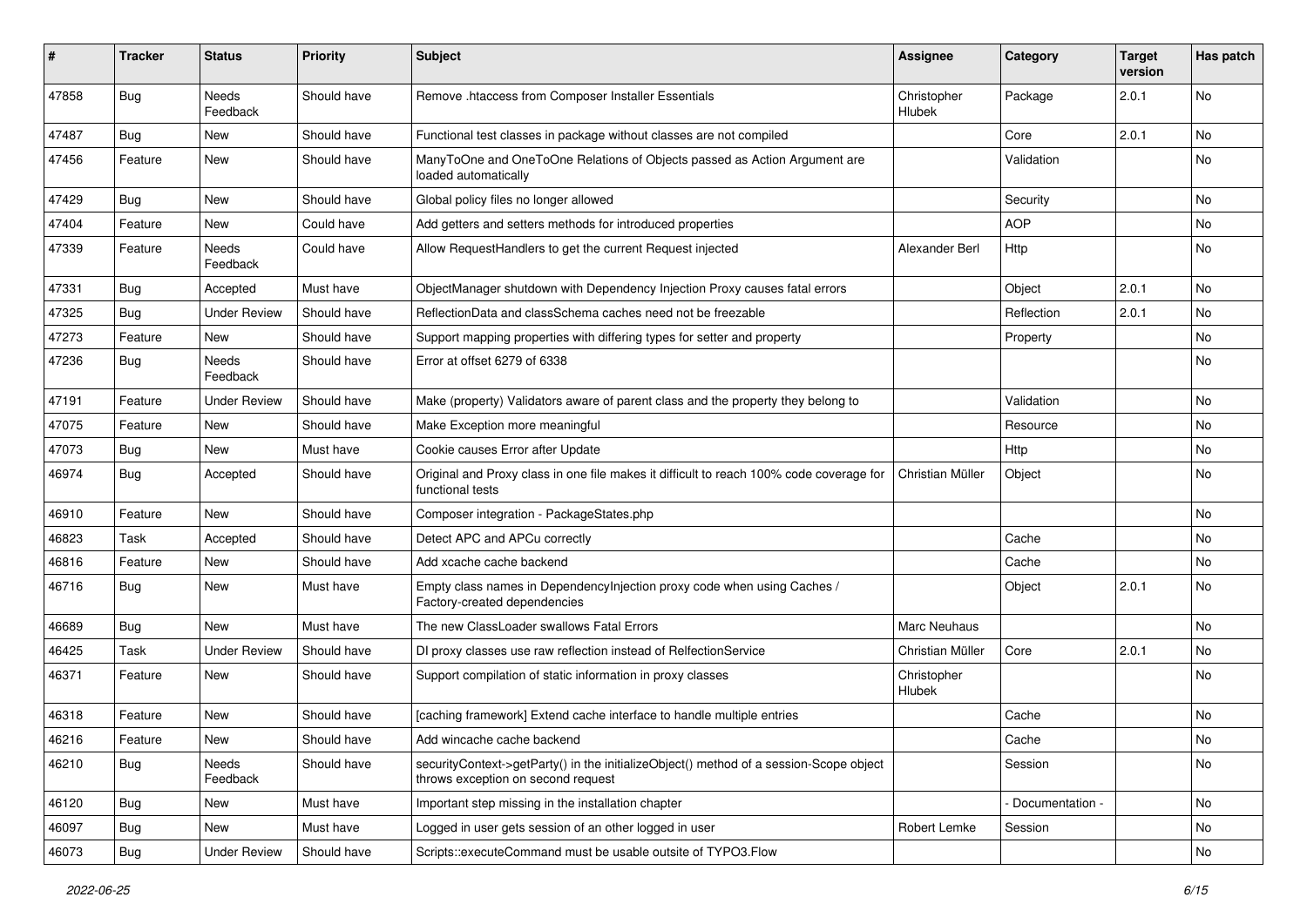| # | Tracker | Status | Priority | Subject | Assignee | Category | Target version | Has patch |
|---|---|---|---|---|---|---|---|---|
| 47858 | Bug | Needs Feedback | Should have | Remove .htaccess from Composer Installer Essentials | Christopher Hlubek | Package | 2.0.1 | No |
| 47487 | Bug | New | Should have | Functional test classes in package without classes are not compiled | | Core | 2.0.1 | No |
| 47456 | Feature | New | Should have | ManyToOne and OneToOne Relations of Objects passed as Action Argument are loaded automatically | | Validation | | No |
| 47429 | Bug | New | Should have | Global policy files no longer allowed | | Security | | No |
| 47404 | Feature | New | Could have | Add getters and setters methods for introduced properties | | AOP | | No |
| 47339 | Feature | Needs Feedback | Could have | Allow RequestHandlers to get the current Request injected | Alexander Berl | Http | | No |
| 47331 | Bug | Accepted | Must have | ObjectManager shutdown with Dependency Injection Proxy causes fatal errors | | Object | 2.0.1 | No |
| 47325 | Bug | Under Review | Should have | ReflectionData and classSchema caches need not be freezable | | Reflection | 2.0.1 | No |
| 47273 | Feature | New | Should have | Support mapping properties with differing types for setter and property | | Property | | No |
| 47236 | Bug | Needs Feedback | Should have | Error at offset 6279 of 6338 | | | | No |
| 47191 | Feature | Under Review | Should have | Make (property) Validators aware of parent class and the property they belong to | | Validation | | No |
| 47075 | Feature | New | Should have | Make Exception more meaningful | | Resource | | No |
| 47073 | Bug | New | Must have | Cookie causes Error after Update | | Http | | No |
| 46974 | Bug | Accepted | Should have | Original and Proxy class in one file makes it difficult to reach 100% code coverage for functional tests | Christian Müller | Object | | No |
| 46910 | Feature | New | Should have | Composer integration - PackageStates.php | | | | No |
| 46823 | Task | Accepted | Should have | Detect APC and APCu correctly | | Cache | | No |
| 46816 | Feature | New | Should have | Add xcache cache backend | | Cache | | No |
| 46716 | Bug | New | Must have | Empty class names in DependencyInjection proxy code when using Caches / Factory-created dependencies | | Object | 2.0.1 | No |
| 46689 | Bug | New | Must have | The new ClassLoader swallows Fatal Errors | Marc Neuhaus | | | No |
| 46425 | Task | Under Review | Should have | DI proxy classes use raw reflection instead of RelfectionService | Christian Müller | Core | 2.0.1 | No |
| 46371 | Feature | New | Should have | Support compilation of static information in proxy classes | Christopher Hlubek | | | No |
| 46318 | Feature | New | Should have | [caching framework] Extend cache interface to handle multiple entries | | Cache | | No |
| 46216 | Feature | New | Should have | Add wincache cache backend | | Cache | | No |
| 46210 | Bug | Needs Feedback | Should have | securityContext->getParty() in the initializeObject() method of a session-Scope object throws exception on second request | | Session | | No |
| 46120 | Bug | New | Must have | Important step missing in the installation chapter | | - Documentation - | | No |
| 46097 | Bug | New | Must have | Logged in user gets session of an other logged in user | Robert Lemke | Session | | No |
| 46073 | Bug | Under Review | Should have | Scripts::executeCommand must be usable outsite of TYPO3.Flow | | | | No |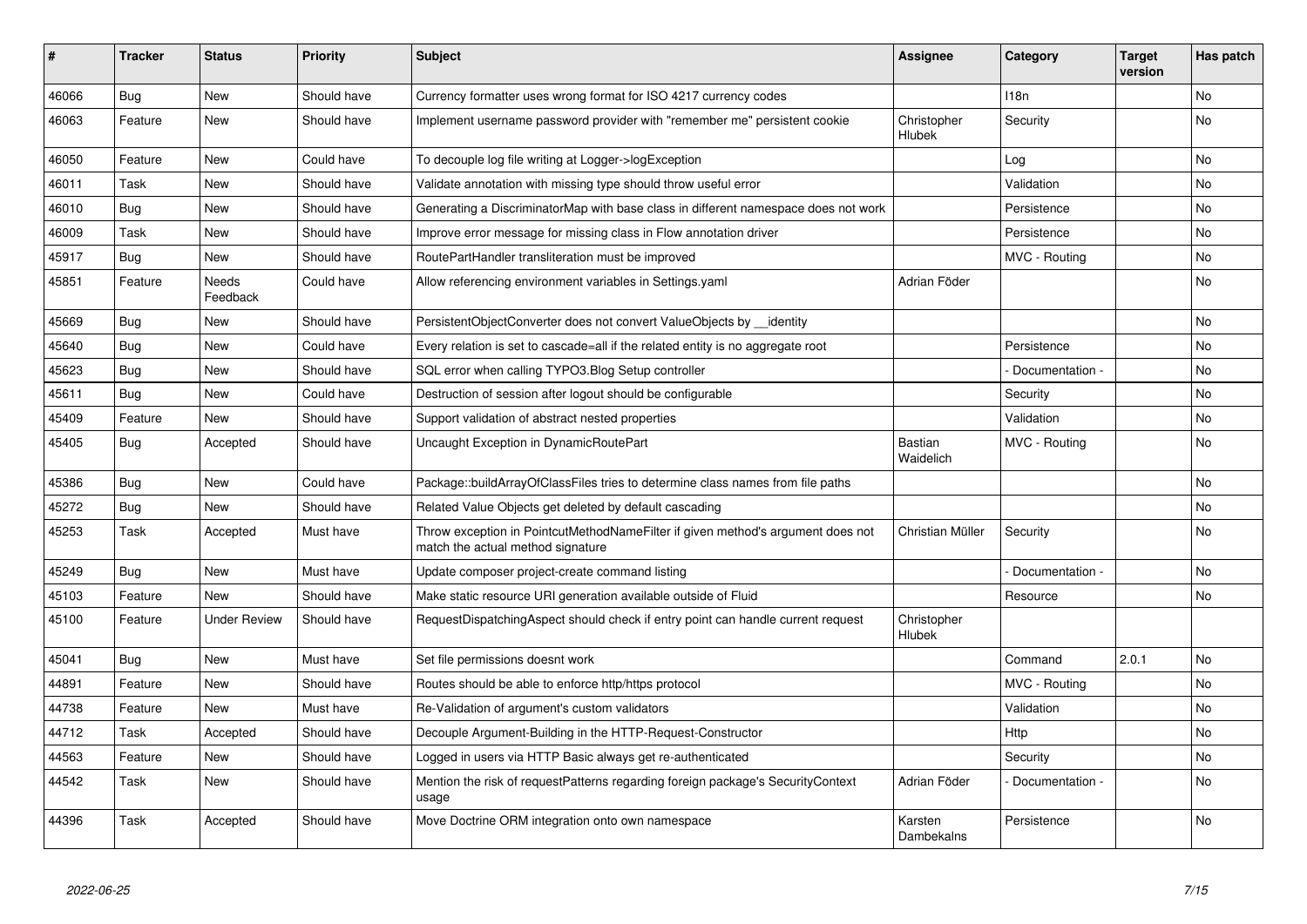| # | Tracker | Status | Priority | Subject | Assignee | Category | Target version | Has patch |
|---|---|---|---|---|---|---|---|---|
| 46066 | Bug | New | Should have | Currency formatter uses wrong format for ISO 4217 currency codes | | I18n | | No |
| 46063 | Feature | New | Should have | Implement username password provider with "remember me" persistent cookie | Christopher Hlubek | Security | | No |
| 46050 | Feature | New | Could have | To decouple log file writing at Logger->logException | | Log | | No |
| 46011 | Task | New | Should have | Validate annotation with missing type should throw useful error | | Validation | | No |
| 46010 | Bug | New | Should have | Generating a DiscriminatorMap with base class in different namespace does not work | | Persistence | | No |
| 46009 | Task | New | Should have | Improve error message for missing class in Flow annotation driver | | Persistence | | No |
| 45917 | Bug | New | Should have | RoutePartHandler transliteration must be improved | | MVC - Routing | | No |
| 45851 | Feature | Needs Feedback | Could have | Allow referencing environment variables in Settings.yaml | Adrian Föder | | | No |
| 45669 | Bug | New | Should have | PersistentObjectConverter does not convert ValueObjects by __identity | | | | No |
| 45640 | Bug | New | Could have | Every relation is set to cascade=all if the related entity is no aggregate root | | Persistence | | No |
| 45623 | Bug | New | Should have | SQL error when calling TYPO3.Blog Setup controller | | - Documentation - | | No |
| 45611 | Bug | New | Could have | Destruction of session after logout should be configurable | | Security | | No |
| 45409 | Feature | New | Should have | Support validation of abstract nested properties | | Validation | | No |
| 45405 | Bug | Accepted | Should have | Uncaught Exception in DynamicRoutePart | Bastian Waidelich | MVC - Routing | | No |
| 45386 | Bug | New | Could have | Package::buildArrayOfClassFiles tries to determine class names from file paths | | | | No |
| 45272 | Bug | New | Should have | Related Value Objects get deleted by default cascading | | | | No |
| 45253 | Task | Accepted | Must have | Throw exception in PointcutMethodNameFilter if given method's argument does not match the actual method signature | Christian Müller | Security | | No |
| 45249 | Bug | New | Must have | Update composer project-create command listing | | - Documentation - | | No |
| 45103 | Feature | New | Should have | Make static resource URI generation available outside of Fluid | | Resource | | No |
| 45100 | Feature | Under Review | Should have | RequestDispatchingAspect should check if entry point can handle current request | Christopher Hlubek | | | |
| 45041 | Bug | New | Must have | Set file permissions doesnt work | | Command | 2.0.1 | No |
| 44891 | Feature | New | Should have | Routes should be able to enforce http/https protocol | | MVC - Routing | | No |
| 44738 | Feature | New | Must have | Re-Validation of argument's custom validators | | Validation | | No |
| 44712 | Task | Accepted | Should have | Decouple Argument-Building in the HTTP-Request-Constructor | | Http | | No |
| 44563 | Feature | New | Should have | Logged in users via HTTP Basic always get re-authenticated | | Security | | No |
| 44542 | Task | New | Should have | Mention the risk of requestPatterns regarding foreign package's SecurityContext usage | Adrian Föder | - Documentation - | | No |
| 44396 | Task | Accepted | Should have | Move Doctrine ORM integration onto own namespace | Karsten Dambekalns | Persistence | | No |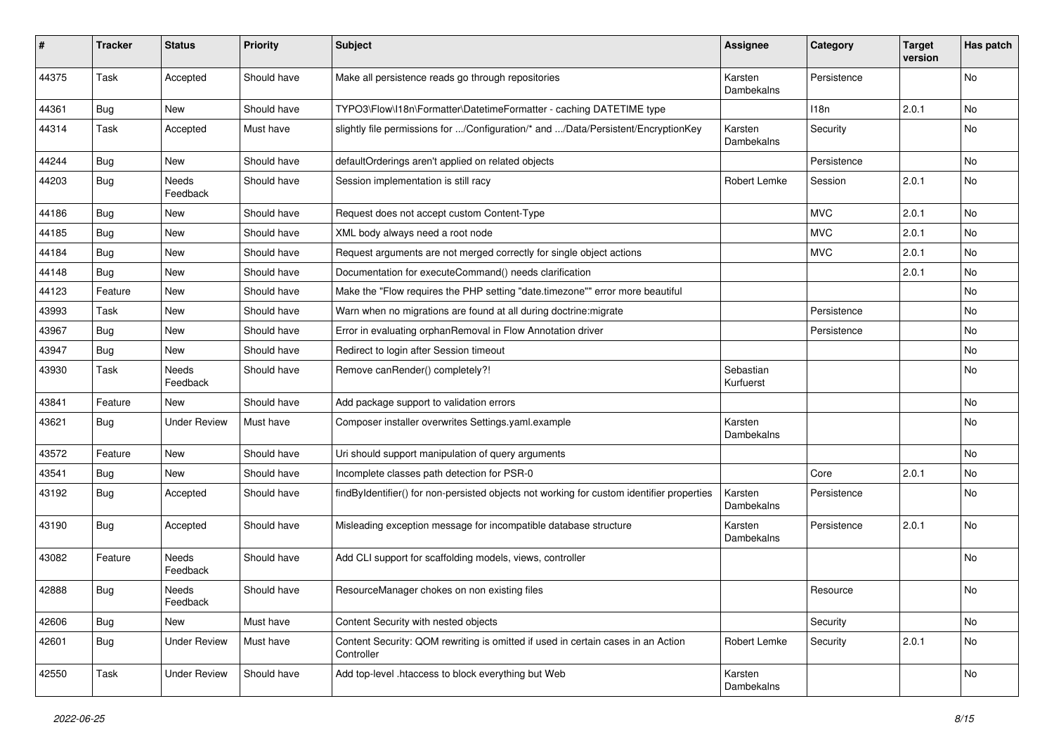| # | Tracker | Status | Priority | Subject | Assignee | Category | Target version | Has patch |
|---|---|---|---|---|---|---|---|---|
| 44375 | Task | Accepted | Should have | Make all persistence reads go through repositories | Karsten Dambekalns | Persistence | | No |
| 44361 | Bug | New | Should have | TYPO3\Flow\I18n\Formatter\DatetimeFormatter - caching DATETIME type | | I18n | 2.0.1 | No |
| 44314 | Task | Accepted | Must have | slightly file permissions for .../Configuration/* and .../Data/Persistent/EncryptionKey | Karsten Dambekalns | Security | | No |
| 44244 | Bug | New | Should have | defaultOrderings aren't applied on related objects | | Persistence | | No |
| 44203 | Bug | Needs Feedback | Should have | Session implementation is still racy | Robert Lemke | Session | 2.0.1 | No |
| 44186 | Bug | New | Should have | Request does not accept custom Content-Type | | MVC | 2.0.1 | No |
| 44185 | Bug | New | Should have | XML body always need a root node | | MVC | 2.0.1 | No |
| 44184 | Bug | New | Should have | Request arguments are not merged correctly for single object actions | | MVC | 2.0.1 | No |
| 44148 | Bug | New | Should have | Documentation for executeCommand() needs clarification | | | 2.0.1 | No |
| 44123 | Feature | New | Should have | Make the "Flow requires the PHP setting "date.timezone"" error more beautiful | | | | No |
| 43993 | Task | New | Should have | Warn when no migrations are found at all during doctrine:migrate | | Persistence | | No |
| 43967 | Bug | New | Should have | Error in evaluating orphanRemoval in Flow Annotation driver | | Persistence | | No |
| 43947 | Bug | New | Should have | Redirect to login after Session timeout | | | | No |
| 43930 | Task | Needs Feedback | Should have | Remove canRender() completely?! | Sebastian Kurfuerst | | | No |
| 43841 | Feature | New | Should have | Add package support to validation errors | | | | No |
| 43621 | Bug | Under Review | Must have | Composer installer overwrites Settings.yaml.example | Karsten Dambekalns | | | No |
| 43572 | Feature | New | Should have | Uri should support manipulation of query arguments | | | | No |
| 43541 | Bug | New | Should have | Incomplete classes path detection for PSR-0 | | Core | 2.0.1 | No |
| 43192 | Bug | Accepted | Should have | findByIdentifier() for non-persisted objects not working for custom identifier properties | Karsten Dambekalns | Persistence | | No |
| 43190 | Bug | Accepted | Should have | Misleading exception message for incompatible database structure | Karsten Dambekalns | Persistence | 2.0.1 | No |
| 43082 | Feature | Needs Feedback | Should have | Add CLI support for scaffolding models, views, controller | | | | No |
| 42888 | Bug | Needs Feedback | Should have | ResourceManager chokes on non existing files | | Resource | | No |
| 42606 | Bug | New | Must have | Content Security with nested objects | | Security | | No |
| 42601 | Bug | Under Review | Must have | Content Security: QOM rewriting is omitted if used in certain cases in an Action Controller | Robert Lemke | Security | 2.0.1 | No |
| 42550 | Task | Under Review | Should have | Add top-level .htaccess to block everything but Web | Karsten Dambekalns | | | No |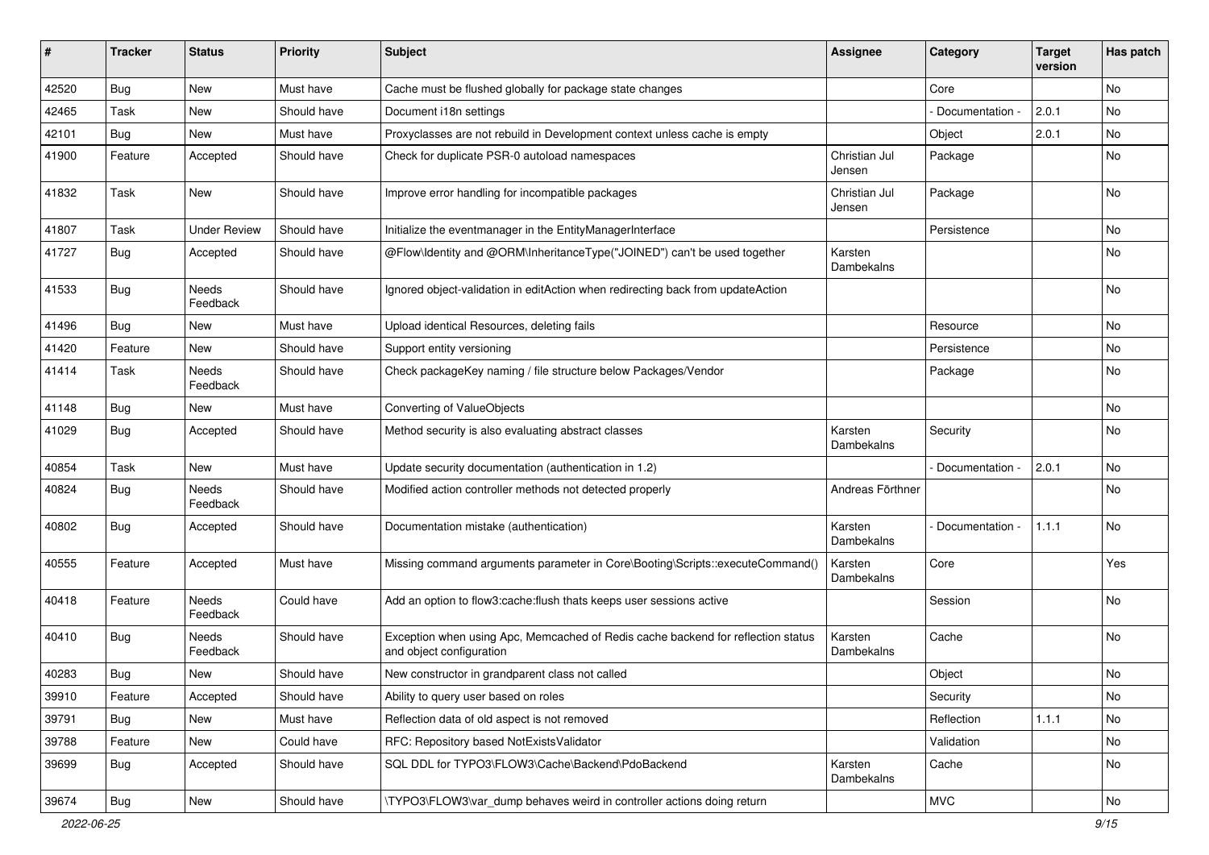| # | Tracker | Status | Priority | Subject | Assignee | Category | Target version | Has patch |
|---|---|---|---|---|---|---|---|---|
| 42520 | Bug | New | Must have | Cache must be flushed globally for package state changes | | Core | | No |
| 42465 | Task | New | Should have | Document i18n settings | | - Documentation - | 2.0.1 | No |
| 42101 | Bug | New | Must have | Proxyclasses are not rebuild in Development context unless cache is empty | | Object | 2.0.1 | No |
| 41900 | Feature | Accepted | Should have | Check for duplicate PSR-0 autoload namespaces | Christian Jul Jensen | Package | | No |
| 41832 | Task | New | Should have | Improve error handling for incompatible packages | Christian Jul Jensen | Package | | No |
| 41807 | Task | Under Review | Should have | Initialize the eventmanager in the EntityManagerInterface | | Persistence | | No |
| 41727 | Bug | Accepted | Should have | @Flow\Identity and @ORM\InheritanceType("JOINED") can't be used together | Karsten Dambekalns | | | No |
| 41533 | Bug | Needs Feedback | Should have | Ignored object-validation in editAction when redirecting back from updateAction | | | | No |
| 41496 | Bug | New | Must have | Upload identical Resources, deleting fails | | Resource | | No |
| 41420 | Feature | New | Should have | Support entity versioning | | Persistence | | No |
| 41414 | Task | Needs Feedback | Should have | Check packageKey naming / file structure below Packages/Vendor | | Package | | No |
| 41148 | Bug | New | Must have | Converting of ValueObjects | | | | No |
| 41029 | Bug | Accepted | Should have | Method security is also evaluating abstract classes | Karsten Dambekalns | Security | | No |
| 40854 | Task | New | Must have | Update security documentation (authentication in 1.2) | | - Documentation - | 2.0.1 | No |
| 40824 | Bug | Needs Feedback | Should have | Modified action controller methods not detected properly | Andreas Förthner | | | No |
| 40802 | Bug | Accepted | Should have | Documentation mistake (authentication) | Karsten Dambekalns | - Documentation - | 1.1.1 | No |
| 40555 | Feature | Accepted | Must have | Missing command arguments parameter in Core\Booting\Scripts::executeCommand() | Karsten Dambekalns | Core | | Yes |
| 40418 | Feature | Needs Feedback | Could have | Add an option to flow3:cache:flush thats keeps user sessions active | | Session | | No |
| 40410 | Bug | Needs Feedback | Should have | Exception when using Apc, Memcached of Redis cache backend for reflection status and object configuration | Karsten Dambekalns | Cache | | No |
| 40283 | Bug | New | Should have | New constructor in grandparent class not called | | Object | | No |
| 39910 | Feature | Accepted | Should have | Ability to query user based on roles | | Security | | No |
| 39791 | Bug | New | Must have | Reflection data of old aspect is not removed | | Reflection | 1.1.1 | No |
| 39788 | Feature | New | Could have | RFC: Repository based NotExistsValidator | | Validation | | No |
| 39699 | Bug | Accepted | Should have | SQL DDL for TYPO3\FLOW3\Cache\Backend\PdoBackend | Karsten Dambekalns | Cache | | No |
| 39674 | Bug | New | Should have | \TYPO3\FLOW3\var_dump behaves weird in controller actions doing return | | MVC | | No |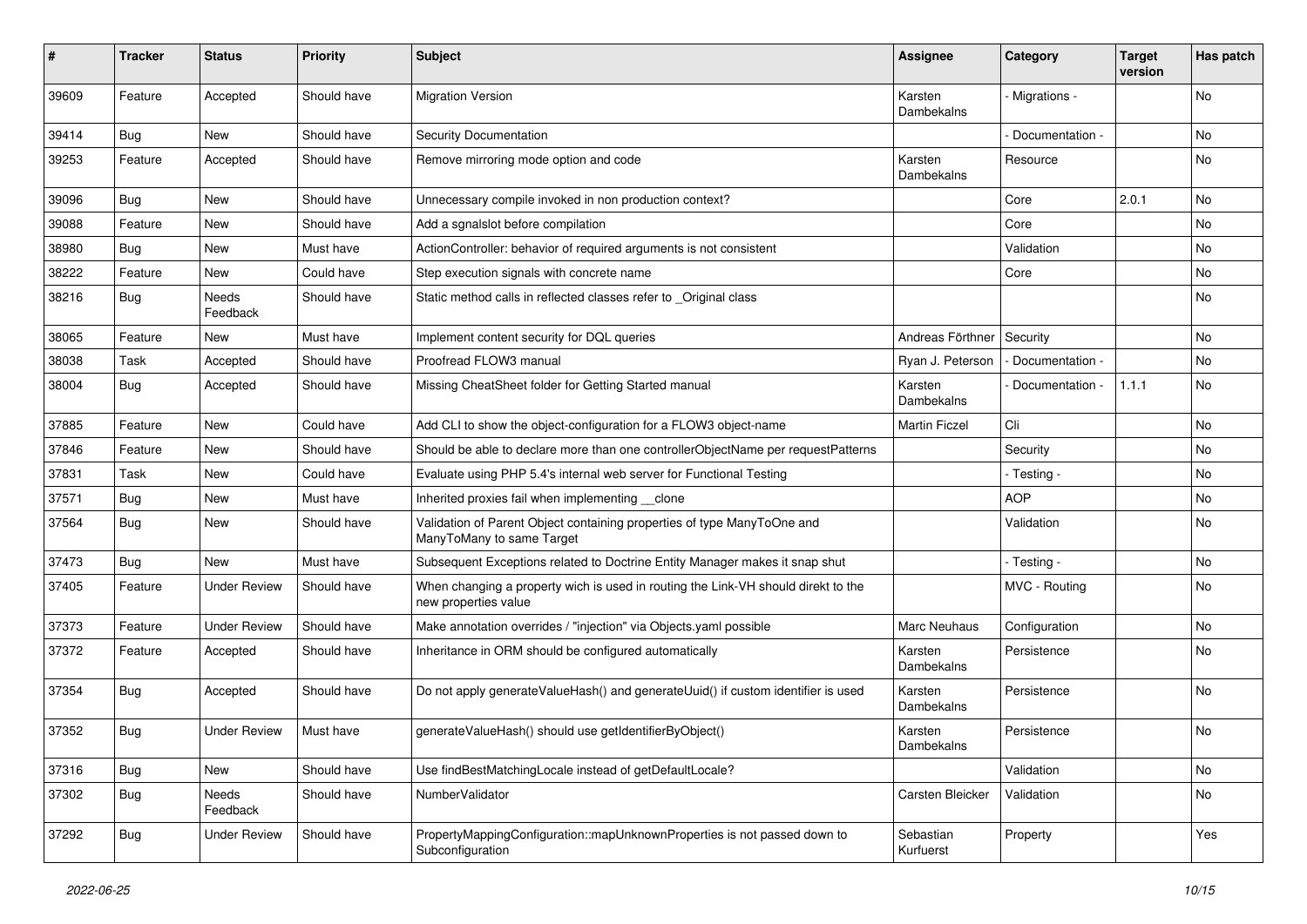| # | Tracker | Status | Priority | Subject | Assignee | Category | Target version | Has patch |
|---|---|---|---|---|---|---|---|---|
| 39609 | Feature | Accepted | Should have | Migration Version | Karsten Dambekalns | - Migrations - | | No |
| 39414 | Bug | New | Should have | Security Documentation | | - Documentation - | | No |
| 39253 | Feature | Accepted | Should have | Remove mirroring mode option and code | Karsten Dambekalns | Resource | | No |
| 39096 | Bug | New | Should have | Unnecessary compile invoked in non production context? | | Core | 2.0.1 | No |
| 39088 | Feature | New | Should have | Add a sgnalslot before compilation | | Core | | No |
| 38980 | Bug | New | Must have | ActionController: behavior of required arguments is not consistent | | Validation | | No |
| 38222 | Feature | New | Could have | Step execution signals with concrete name | | Core | | No |
| 38216 | Bug | Needs Feedback | Should have | Static method calls in reflected classes refer to _Original class | | | | No |
| 38065 | Feature | New | Must have | Implement content security for DQL queries | Andreas Förthner | Security | | No |
| 38038 | Task | Accepted | Should have | Proofread FLOW3 manual | Ryan J. Peterson | - Documentation - | | No |
| 38004 | Bug | Accepted | Should have | Missing CheatSheet folder for Getting Started manual | Karsten Dambekalns | - Documentation - | 1.1.1 | No |
| 37885 | Feature | New | Could have | Add CLI to show the object-configuration for a FLOW3 object-name | Martin Ficzel | Cli | | No |
| 37846 | Feature | New | Should have | Should be able to declare more than one controllerObjectName per requestPatterns | | Security | | No |
| 37831 | Task | New | Could have | Evaluate using PHP 5.4's internal web server for Functional Testing | | - Testing - | | No |
| 37571 | Bug | New | Must have | Inherited proxies fail when implementing __clone | | AOP | | No |
| 37564 | Bug | New | Should have | Validation of Parent Object containing properties of type ManyToOne and ManyToMany to same Target | | Validation | | No |
| 37473 | Bug | New | Must have | Subsequent Exceptions related to Doctrine Entity Manager makes it snap shut | | - Testing - | | No |
| 37405 | Feature | Under Review | Should have | When changing a property wich is used in routing the Link-VH should direkt to the new properties value | | MVC - Routing | | No |
| 37373 | Feature | Under Review | Should have | Make annotation overrides / "injection" via Objects.yaml possible | Marc Neuhaus | Configuration | | No |
| 37372 | Feature | Accepted | Should have | Inheritance in ORM should be configured automatically | Karsten Dambekalns | Persistence | | No |
| 37354 | Bug | Accepted | Should have | Do not apply generateValueHash() and generateUuid() if custom identifier is used | Karsten Dambekalns | Persistence | | No |
| 37352 | Bug | Under Review | Must have | generateValueHash() should use getIdentifierByObject() | Karsten Dambekalns | Persistence | | No |
| 37316 | Bug | New | Should have | Use findBestMatchingLocale instead of getDefaultLocale? | | Validation | | No |
| 37302 | Bug | Needs Feedback | Should have | NumberValidator | Carsten Bleicker | Validation | | No |
| 37292 | Bug | Under Review | Should have | PropertyMappingConfiguration::mapUnknownProperties is not passed down to Subconfiguration | Sebastian Kurfuerst | Property | | Yes |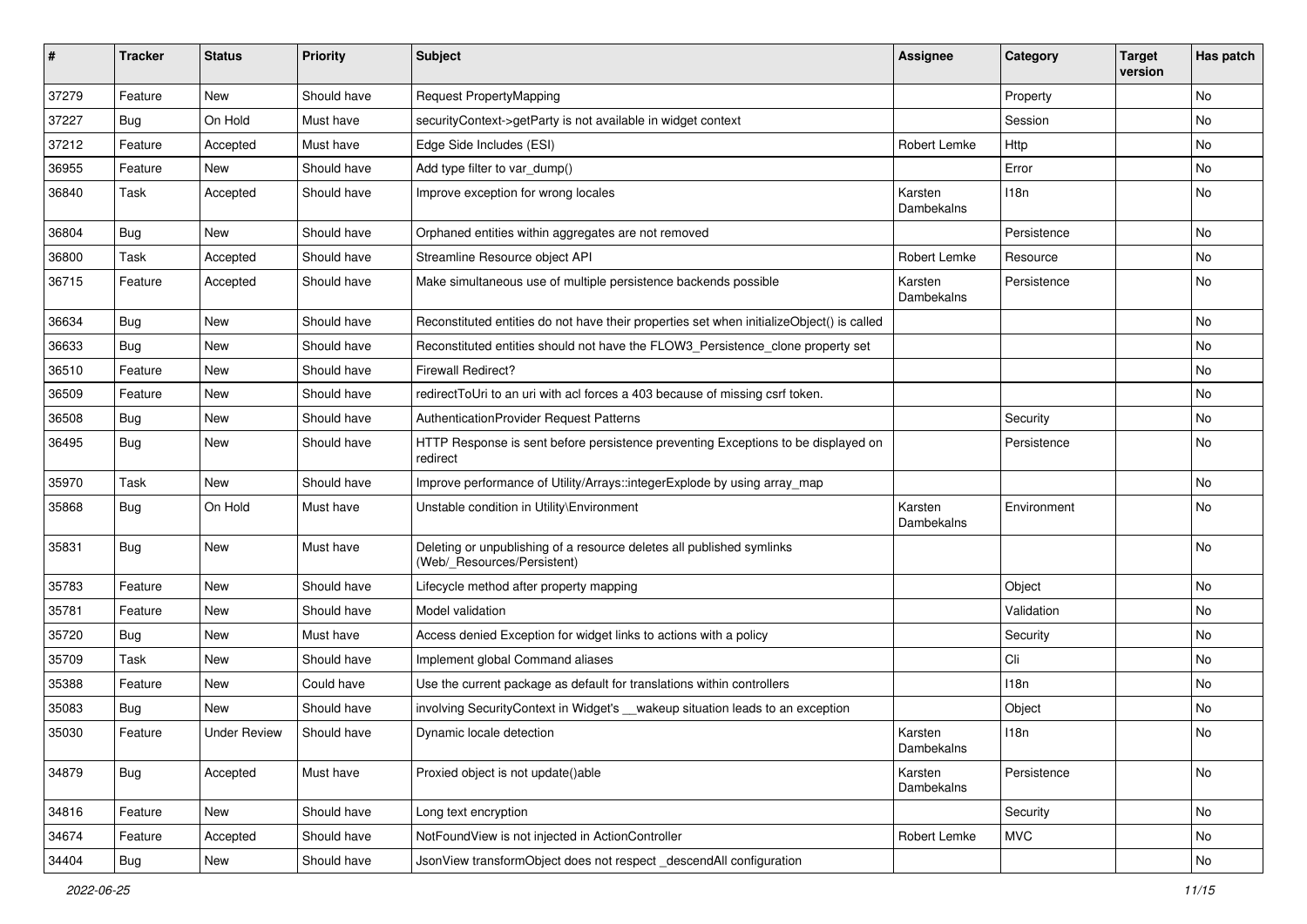| # | Tracker | Status | Priority | Subject | Assignee | Category | Target version | Has patch |
|---|---|---|---|---|---|---|---|---|
| 37279 | Feature | New | Should have | Request PropertyMapping | | Property | | No |
| 37227 | Bug | On Hold | Must have | securityContext->getParty is not available in widget context | | Session | | No |
| 37212 | Feature | Accepted | Must have | Edge Side Includes (ESI) | Robert Lemke | Http | | No |
| 36955 | Feature | New | Should have | Add type filter to var_dump() | | Error | | No |
| 36840 | Task | Accepted | Should have | Improve exception for wrong locales | Karsten Dambekalns | I18n | | No |
| 36804 | Bug | New | Should have | Orphaned entities within aggregates are not removed | | Persistence | | No |
| 36800 | Task | Accepted | Should have | Streamline Resource object API | Robert Lemke | Resource | | No |
| 36715 | Feature | Accepted | Should have | Make simultaneous use of multiple persistence backends possible | Karsten Dambekalns | Persistence | | No |
| 36634 | Bug | New | Should have | Reconstituted entities do not have their properties set when initializeObject() is called | | | | No |
| 36633 | Bug | New | Should have | Reconstituted entities should not have the FLOW3_Persistence_clone property set | | | | No |
| 36510 | Feature | New | Should have | Firewall Redirect? | | | | No |
| 36509 | Feature | New | Should have | redirectToUri to an uri with acl forces a 403 because of missing csrf token. | | | | No |
| 36508 | Bug | New | Should have | AuthenticationProvider Request Patterns | | Security | | No |
| 36495 | Bug | New | Should have | HTTP Response is sent before persistence preventing Exceptions to be displayed on redirect | | Persistence | | No |
| 35970 | Task | New | Should have | Improve performance of Utility/Arrays::integerExplode by using array_map | | | | No |
| 35868 | Bug | On Hold | Must have | Unstable condition in Utility\Environment | Karsten Dambekalns | Environment | | No |
| 35831 | Bug | New | Must have | Deleting or unpublishing of a resource deletes all published symlinks (Web/_Resources/Persistent) | | | | No |
| 35783 | Feature | New | Should have | Lifecycle method after property mapping | | Object | | No |
| 35781 | Feature | New | Should have | Model validation | | Validation | | No |
| 35720 | Bug | New | Must have | Access denied Exception for widget links to actions with a policy | | Security | | No |
| 35709 | Task | New | Should have | Implement global Command aliases | | Cli | | No |
| 35388 | Feature | New | Could have | Use the current package as default for translations within controllers | | I18n | | No |
| 35083 | Bug | New | Should have | involving SecurityContext in Widget's __wakeup situation leads to an exception | | Object | | No |
| 35030 | Feature | Under Review | Should have | Dynamic locale detection | Karsten Dambekalns | I18n | | No |
| 34879 | Bug | Accepted | Must have | Proxied object is not update()able | Karsten Dambekalns | Persistence | | No |
| 34816 | Feature | New | Should have | Long text encryption | | Security | | No |
| 34674 | Feature | Accepted | Should have | NotFoundView is not injected in ActionController | Robert Lemke | MVC | | No |
| 34404 | Bug | New | Should have | JsonView transformObject does not respect _descendAll configuration | | | | No |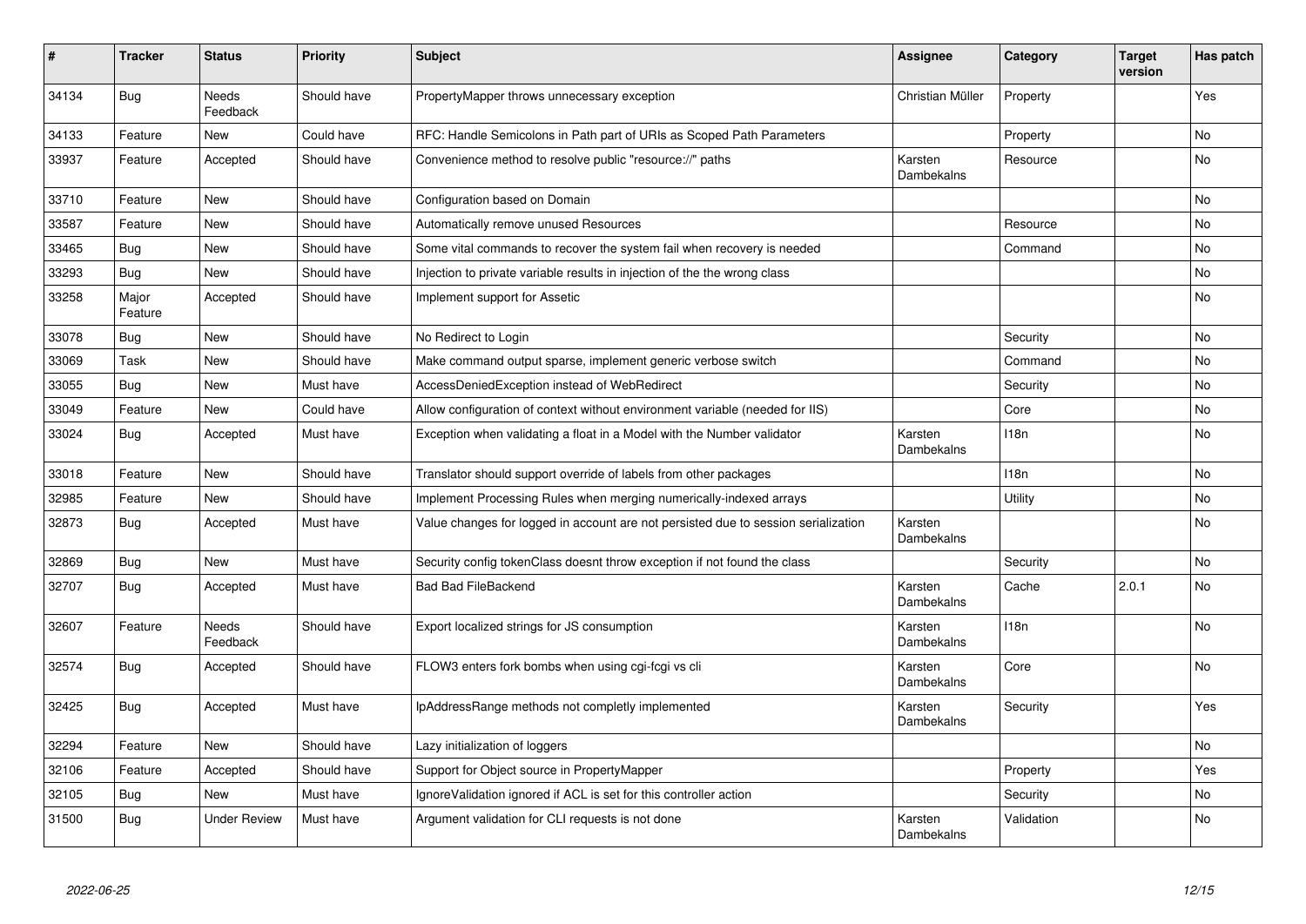| # | Tracker | Status | Priority | Subject | Assignee | Category | Target version | Has patch |
|---|---|---|---|---|---|---|---|---|
| 34134 | Bug | Needs Feedback | Should have | PropertyMapper throws unnecessary exception | Christian Müller | Property | | Yes |
| 34133 | Feature | New | Could have | RFC: Handle Semicolons in Path part of URIs as Scoped Path Parameters | | Property | | No |
| 33937 | Feature | Accepted | Should have | Convenience method to resolve public "resource://" paths | Karsten Dambekalns | Resource | | No |
| 33710 | Feature | New | Should have | Configuration based on Domain | | | | No |
| 33587 | Feature | New | Should have | Automatically remove unused Resources | | Resource | | No |
| 33465 | Bug | New | Should have | Some vital commands to recover the system fail when recovery is needed | | Command | | No |
| 33293 | Bug | New | Should have | Injection to private variable results in injection of the the wrong class | | | | No |
| 33258 | Major Feature | Accepted | Should have | Implement support for Assetic | | | | No |
| 33078 | Bug | New | Should have | No Redirect to Login | | Security | | No |
| 33069 | Task | New | Should have | Make command output sparse, implement generic verbose switch | | Command | | No |
| 33055 | Bug | New | Must have | AccessDeniedException instead of WebRedirect | | Security | | No |
| 33049 | Feature | New | Could have | Allow configuration of context without environment variable (needed for IIS) | | Core | | No |
| 33024 | Bug | Accepted | Must have | Exception when validating a float in a Model with the Number validator | Karsten Dambekalns | I18n | | No |
| 33018 | Feature | New | Should have | Translator should support override of labels from other packages | | I18n | | No |
| 32985 | Feature | New | Should have | Implement Processing Rules when merging numerically-indexed arrays | | Utility | | No |
| 32873 | Bug | Accepted | Must have | Value changes for logged in account are not persisted due to session serialization | Karsten Dambekalns | | | No |
| 32869 | Bug | New | Must have | Security config tokenClass doesnt throw exception if not found the class | | Security | | No |
| 32707 | Bug | Accepted | Must have | Bad Bad FileBackend | Karsten Dambekalns | Cache | 2.0.1 | No |
| 32607 | Feature | Needs Feedback | Should have | Export localized strings for JS consumption | Karsten Dambekalns | I18n | | No |
| 32574 | Bug | Accepted | Should have | FLOW3 enters fork bombs when using cgi-fcgi vs cli | Karsten Dambekalns | Core | | No |
| 32425 | Bug | Accepted | Must have | IpAddressRange methods not completly implemented | Karsten Dambekalns | Security | | Yes |
| 32294 | Feature | New | Should have | Lazy initialization of loggers | | | | No |
| 32106 | Feature | Accepted | Should have | Support for Object source in PropertyMapper | | Property | | Yes |
| 32105 | Bug | New | Must have | IgnoreValidation ignored if ACL is set for this controller action | | Security | | No |
| 31500 | Bug | Under Review | Must have | Argument validation for CLI requests is not done | Karsten Dambekalns | Validation | | No |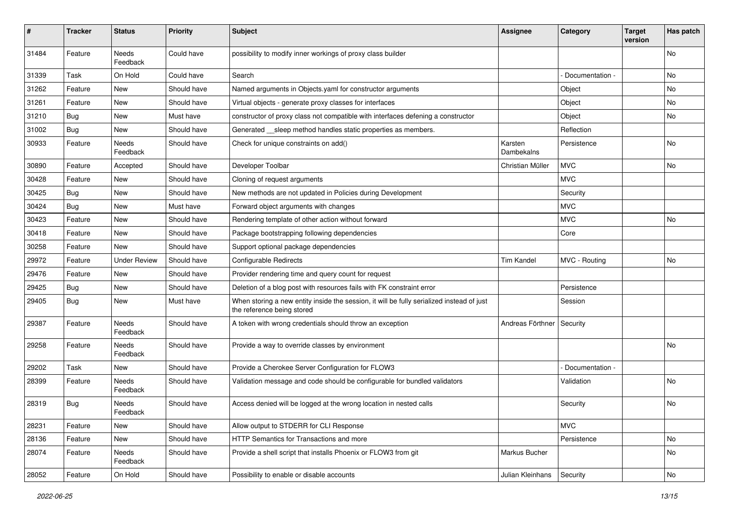| # | Tracker | Status | Priority | Subject | Assignee | Category | Target version | Has patch |
|---|---|---|---|---|---|---|---|---|
| 31484 | Feature | Needs Feedback | Could have | possibility to modify inner workings of proxy class builder | | | | No |
| 31339 | Task | On Hold | Could have | Search | | - Documentation - | | No |
| 31262 | Feature | New | Should have | Named arguments in Objects.yaml for constructor arguments | | Object | | No |
| 31261 | Feature | New | Should have | Virtual objects - generate proxy classes for interfaces | | Object | | No |
| 31210 | Bug | New | Must have | constructor of proxy class not compatible with interfaces defening a constructor | | Object | | No |
| 31002 | Bug | New | Should have | Generated __sleep method handles static properties as members. | | Reflection | | |
| 30933 | Feature | Needs Feedback | Should have | Check for unique constraints on add() | Karsten Dambekalns | Persistence | | No |
| 30890 | Feature | Accepted | Should have | Developer Toolbar | Christian Müller | MVC | | No |
| 30428 | Feature | New | Should have | Cloning of request arguments | | MVC | | |
| 30425 | Bug | New | Should have | New methods are not updated in Policies during Development | | Security | | |
| 30424 | Bug | New | Must have | Forward object arguments with changes | | MVC | | |
| 30423 | Feature | New | Should have | Rendering template of other action without forward | | MVC | | No |
| 30418 | Feature | New | Should have | Package bootstrapping following dependencies | | Core | | |
| 30258 | Feature | New | Should have | Support optional package dependencies | | | | |
| 29972 | Feature | Under Review | Should have | Configurable Redirects | Tim Kandel | MVC - Routing | | No |
| 29476 | Feature | New | Should have | Provider rendering time and query count for request | | | | |
| 29425 | Bug | New | Should have | Deletion of a blog post with resources fails with FK constraint error | | Persistence | | |
| 29405 | Bug | New | Must have | When storing a new entity inside the session, it will be fully serialized instead of just the reference being stored | | Session | | |
| 29387 | Feature | Needs Feedback | Should have | A token with wrong credentials should throw an exception | Andreas Förthner | Security | | |
| 29258 | Feature | Needs Feedback | Should have | Provide a way to override classes by environment | | | | No |
| 29202 | Task | New | Should have | Provide a Cherokee Server Configuration for FLOW3 | | - Documentation - | | |
| 28399 | Feature | Needs Feedback | Should have | Validation message and code should be configurable for bundled validators | | Validation | | No |
| 28319 | Bug | Needs Feedback | Should have | Access denied will be logged at the wrong location in nested calls | | Security | | No |
| 28231 | Feature | New | Should have | Allow output to STDERR for CLI Response | | MVC | | |
| 28136 | Feature | New | Should have | HTTP Semantics for Transactions and more | | Persistence | | No |
| 28074 | Feature | Needs Feedback | Should have | Provide a shell script that installs Phoenix or FLOW3 from git | Markus Bucher | | | No |
| 28052 | Feature | On Hold | Should have | Possibility to enable or disable accounts | Julian Kleinhans | Security | | No |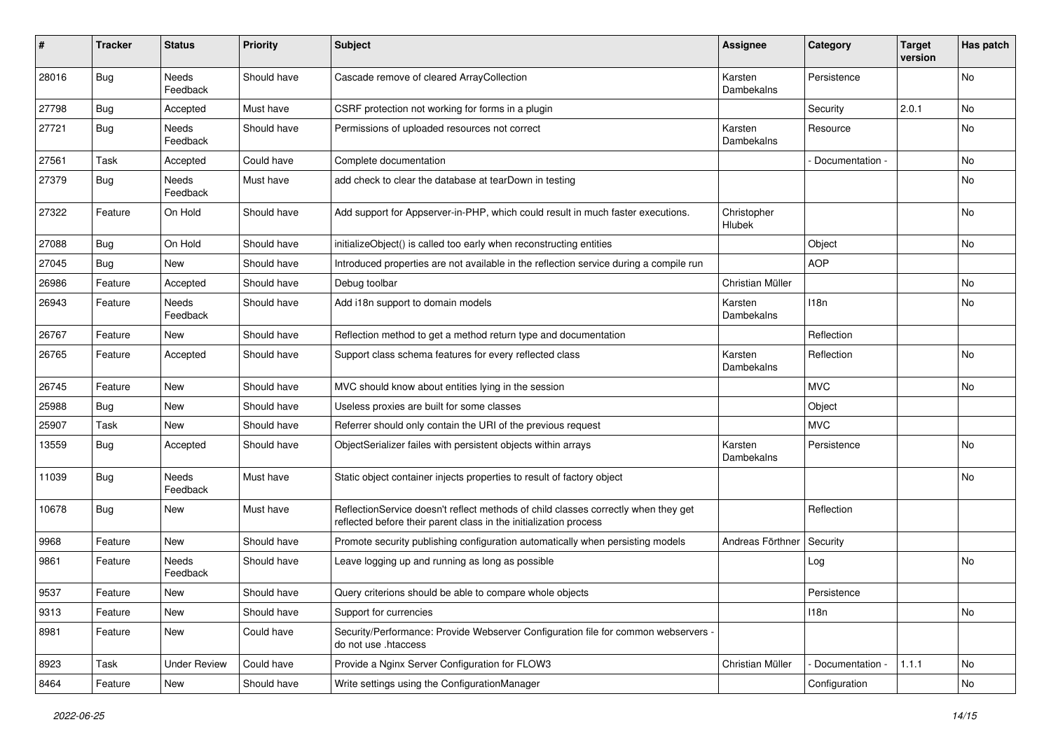| # | Tracker | Status | Priority | Subject | Assignee | Category | Target version | Has patch |
|---|---|---|---|---|---|---|---|---|
| 28016 | Bug | Needs Feedback | Should have | Cascade remove of cleared ArrayCollection | Karsten Dambekalns | Persistence | | No |
| 27798 | Bug | Accepted | Must have | CSRF protection not working for forms in a plugin | | Security | 2.0.1 | No |
| 27721 | Bug | Needs Feedback | Should have | Permissions of uploaded resources not correct | Karsten Dambekalns | Resource | | No |
| 27561 | Task | Accepted | Could have | Complete documentation | | - Documentation - | | No |
| 27379 | Bug | Needs Feedback | Must have | add check to clear the database at tearDown in testing | | | | No |
| 27322 | Feature | On Hold | Should have | Add support for Appserver-in-PHP, which could result in much faster executions. | Christopher Hlubek | | | No |
| 27088 | Bug | On Hold | Should have | initializeObject() is called too early when reconstructing entities | | Object | | No |
| 27045 | Bug | New | Should have | Introduced properties are not available in the reflection service during a compile run | | AOP | | |
| 26986 | Feature | Accepted | Should have | Debug toolbar | Christian Müller | | | No |
| 26943 | Feature | Needs Feedback | Should have | Add i18n support to domain models | Karsten Dambekalns | I18n | | No |
| 26767 | Feature | New | Should have | Reflection method to get a method return type and documentation | | Reflection | | |
| 26765 | Feature | Accepted | Should have | Support class schema features for every reflected class | Karsten Dambekalns | Reflection | | No |
| 26745 | Feature | New | Should have | MVC should know about entities lying in the session | | MVC | | No |
| 25988 | Bug | New | Should have | Useless proxies are built for some classes | | Object | | |
| 25907 | Task | New | Should have | Referrer should only contain the URI of the previous request | | MVC | | |
| 13559 | Bug | Accepted | Should have | ObjectSerializer failes with persistent objects within arrays | Karsten Dambekalns | Persistence | | No |
| 11039 | Bug | Needs Feedback | Must have | Static object container injects properties to result of factory object | | | | No |
| 10678 | Bug | New | Must have | ReflectionService doesn't reflect methods of child classes correctly when they get reflected before their parent class in the initialization process | | Reflection | | |
| 9968 | Feature | New | Should have | Promote security publishing configuration automatically when persisting models | Andreas Förthner | Security | | |
| 9861 | Feature | Needs Feedback | Should have | Leave logging up and running as long as possible | | Log | | No |
| 9537 | Feature | New | Should have | Query criterions should be able to compare whole objects | | Persistence | | |
| 9313 | Feature | New | Should have | Support for currencies | | I18n | | No |
| 8981 | Feature | New | Could have | Security/Performance: Provide Webserver Configuration file for common webservers - do not use .htaccess | | | | |
| 8923 | Task | Under Review | Could have | Provide a Nginx Server Configuration for FLOW3 | Christian Müller | - Documentation - | 1.1.1 | No |
| 8464 | Feature | New | Should have | Write settings using the ConfigurationManager | | Configuration | | No |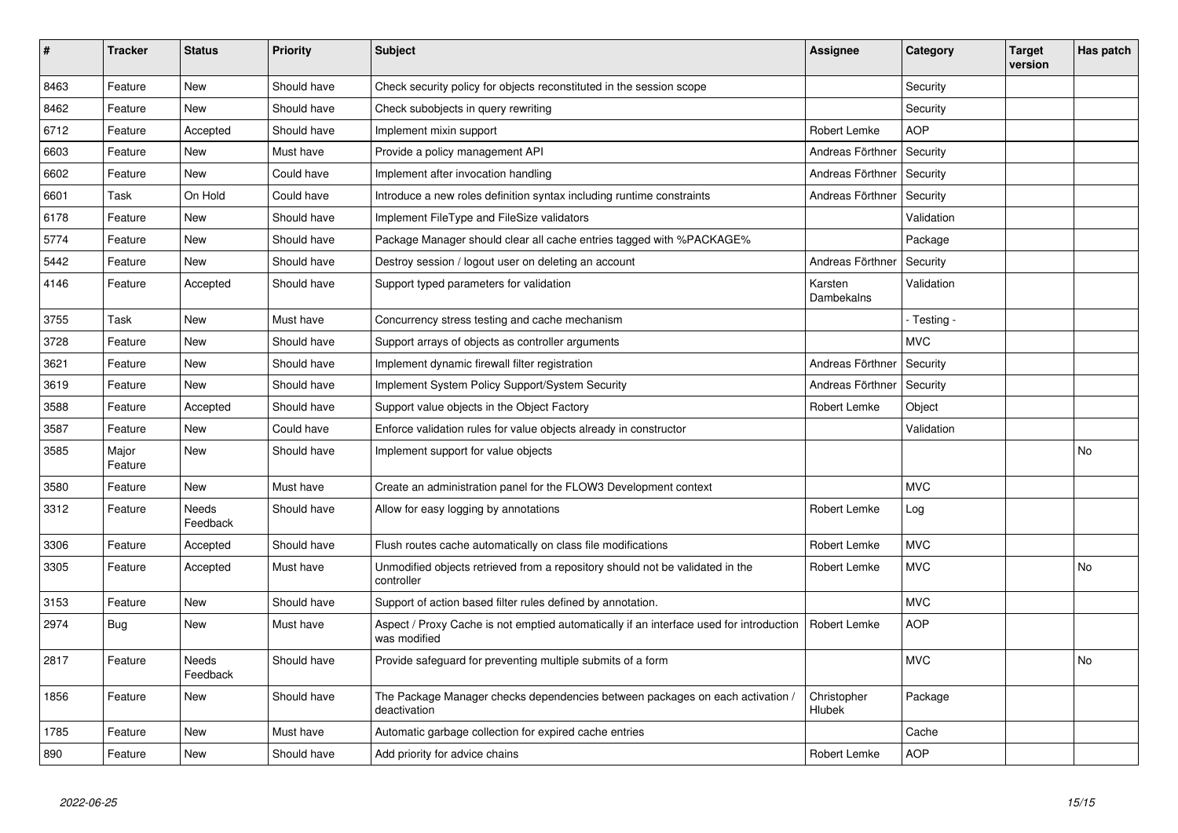| # | Tracker | Status | Priority | Subject | Assignee | Category | Target version | Has patch |
|---|---|---|---|---|---|---|---|---|
| 8463 | Feature | New | Should have | Check security policy for objects reconstituted in the session scope | | Security | | |
| 8462 | Feature | New | Should have | Check subobjects in query rewriting | | Security | | |
| 6712 | Feature | Accepted | Should have | Implement mixin support | Robert Lemke | AOP | | |
| 6603 | Feature | New | Must have | Provide a policy management API | Andreas Förthner | Security | | |
| 6602 | Feature | New | Could have | Implement after invocation handling | Andreas Förthner | Security | | |
| 6601 | Task | On Hold | Could have | Introduce a new roles definition syntax including runtime constraints | Andreas Förthner | Security | | |
| 6178 | Feature | New | Should have | Implement FileType and FileSize validators | | Validation | | |
| 5774 | Feature | New | Should have | Package Manager should clear all cache entries tagged with %PACKAGE% | | Package | | |
| 5442 | Feature | New | Should have | Destroy session / logout user on deleting an account | Andreas Förthner | Security | | |
| 4146 | Feature | Accepted | Should have | Support typed parameters for validation | Karsten Dambekalns | Validation | | |
| 3755 | Task | New | Must have | Concurrency stress testing and cache mechanism | | - Testing - | | |
| 3728 | Feature | New | Should have | Support arrays of objects as controller arguments | | MVC | | |
| 3621 | Feature | New | Should have | Implement dynamic firewall filter registration | Andreas Förthner | Security | | |
| 3619 | Feature | New | Should have | Implement System Policy Support/System Security | Andreas Förthner | Security | | |
| 3588 | Feature | Accepted | Should have | Support value objects in the Object Factory | Robert Lemke | Object | | |
| 3587 | Feature | New | Could have | Enforce validation rules for value objects already in constructor | | Validation | | |
| 3585 | Major Feature | New | Should have | Implement support for value objects | | | | No |
| 3580 | Feature | New | Must have | Create an administration panel for the FLOW3 Development context | | MVC | | |
| 3312 | Feature | Needs Feedback | Should have | Allow for easy logging by annotations | Robert Lemke | Log | | |
| 3306 | Feature | Accepted | Should have | Flush routes cache automatically on class file modifications | Robert Lemke | MVC | | |
| 3305 | Feature | Accepted | Must have | Unmodified objects retrieved from a repository should not be validated in the controller | Robert Lemke | MVC | | No |
| 3153 | Feature | New | Should have | Support of action based filter rules defined by annotation. | | MVC | | |
| 2974 | Bug | New | Must have | Aspect / Proxy Cache is not emptied automatically if an interface used for introduction was modified | Robert Lemke | AOP | | |
| 2817 | Feature | Needs Feedback | Should have | Provide safeguard for preventing multiple submits of a form | | MVC | | No |
| 1856 | Feature | New | Should have | The Package Manager checks dependencies between packages on each activation / deactivation | Christopher Hlubek | Package | | |
| 1785 | Feature | New | Must have | Automatic garbage collection for expired cache entries | | Cache | | |
| 890 | Feature | New | Should have | Add priority for advice chains | Robert Lemke | AOP | | |

2022-06-25